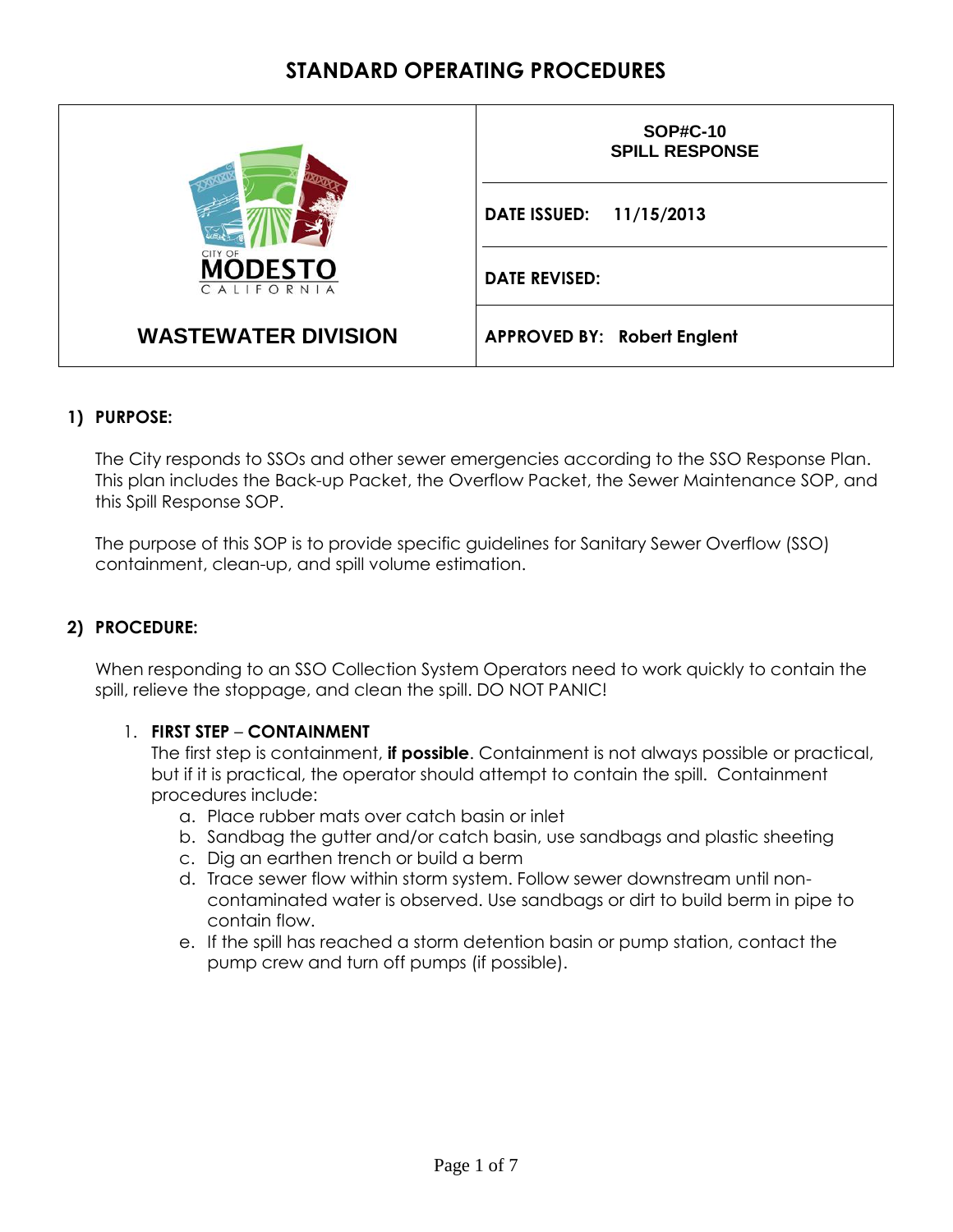# STANDARD OPERATING PROCEDURES

| CITY OF MODESTO CALIFORNIA — WASTEWATER DIVISION | **SOP#C-10 SPILL RESPONSE** |
|---|---|
| | **DATE ISSUED:** 11/15/2013 |
| | **DATE REVISED:** |
| | **APPROVED BY:** Robert Englent |

## 1) PURPOSE:

The City responds to SSOs and other sewer emergencies according to the SSO Response Plan. This plan includes the Back-up Packet, the Overflow Packet, the Sewer Maintenance SOP, and this Spill Response SOP.

The purpose of this SOP is to provide specific guidelines for Sanitary Sewer Overflow (SSO) containment, clean-up, and spill volume estimation.

## 2) PROCEDURE:

When responding to an SSO Collection System Operators need to work quickly to contain the spill, relieve the stoppage, and clean the spill. DO NOT PANIC!

1. **FIRST STEP – CONTAINMENT**
   The first step is containment, **if possible**. Containment is not always possible or practical, but if it is practical, the operator should attempt to contain the spill. Containment procedures include:
   a. Place rubber mats over catch basin or inlet
   b. Sandbag the gutter and/or catch basin, use sandbags and plastic sheeting
   c. Dig an earthen trench or build a berm
   d. Trace sewer flow within storm system. Follow sewer downstream until non-contaminated water is observed. Use sandbags or dirt to build berm in pipe to contain flow.
   e. If the spill has reached a storm detention basin or pump station, contact the pump crew and turn off pumps (if possible).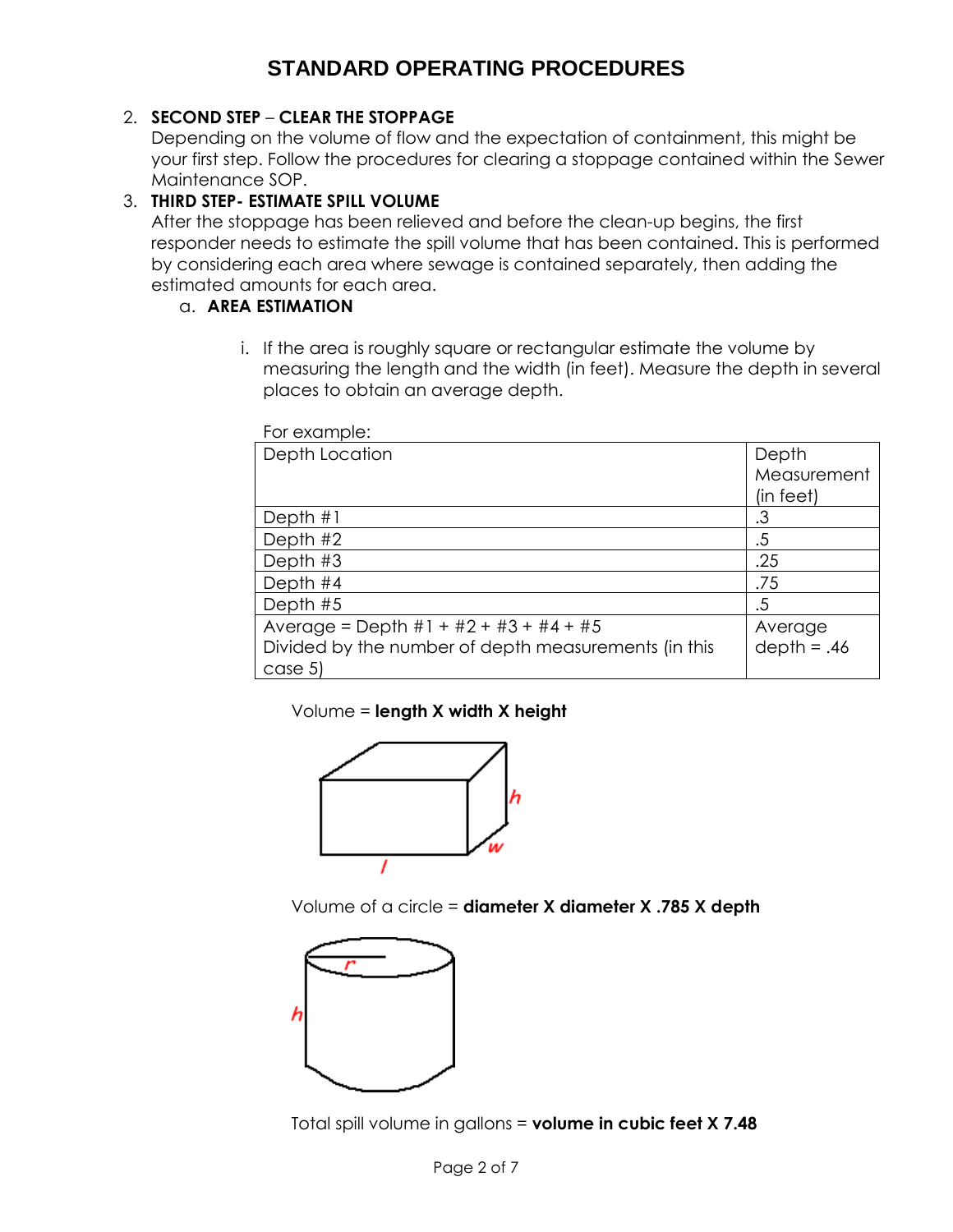# STANDARD OPERATING PROCEDURES

2. **SECOND STEP – CLEAR THE STOPPAGE**
   Depending on the volume of flow and the expectation of containment, this might be your first step. Follow the procedures for clearing a stoppage contained within the Sewer Maintenance SOP.

3. **THIRD STEP- ESTIMATE SPILL VOLUME**
   After the stoppage has been relieved and before the clean-up begins, the first responder needs to estimate the spill volume that has been contained. This is performed by considering each area where sewage is contained separately, then adding the estimated amounts for each area.

   a. **AREA ESTIMATION**

      i. If the area is roughly square or rectangular estimate the volume by measuring the length and the width (in feet). Measure the depth in several places to obtain an average depth.

      For example:

| Depth Location | Depth Measurement (in feet) |
|---|---|
| Depth #1 | .3 |
| Depth #2 | .5 |
| Depth #3 | .25 |
| Depth #4 | .75 |
| Depth #5 | .5 |
| Average = Depth #1 + #2 + #3 + #4 + #5 Divided by the number of depth measurements (in this case 5) | Average depth = .46 |

      Volume = **length X width X height**

      Volume of a circle = **diameter X diameter X .785 X depth**

      Total spill volume in gallons = **volume in cubic feet X 7.48**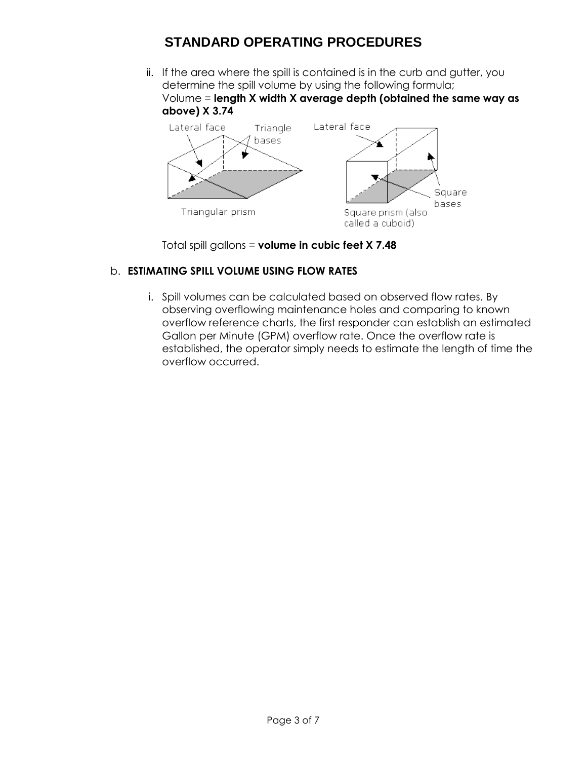# STANDARD OPERATING PROCEDURES

ii. If the area where the spill is contained is in the curb and gutter, you determine the spill volume by using the following formula;
Volume = **length X width X average depth (obtained the same way as above) X 3.74**

Total spill gallons = **volume in cubic feet X 7.48**

b. **ESTIMATING SPILL VOLUME USING FLOW RATES**

i. Spill volumes can be calculated based on observed flow rates. By observing overflowing maintenance holes and comparing to known overflow reference charts, the first responder can establish an estimated Gallon per Minute (GPM) overflow rate. Once the overflow rate is established, the operator simply needs to estimate the length of time the overflow occurred.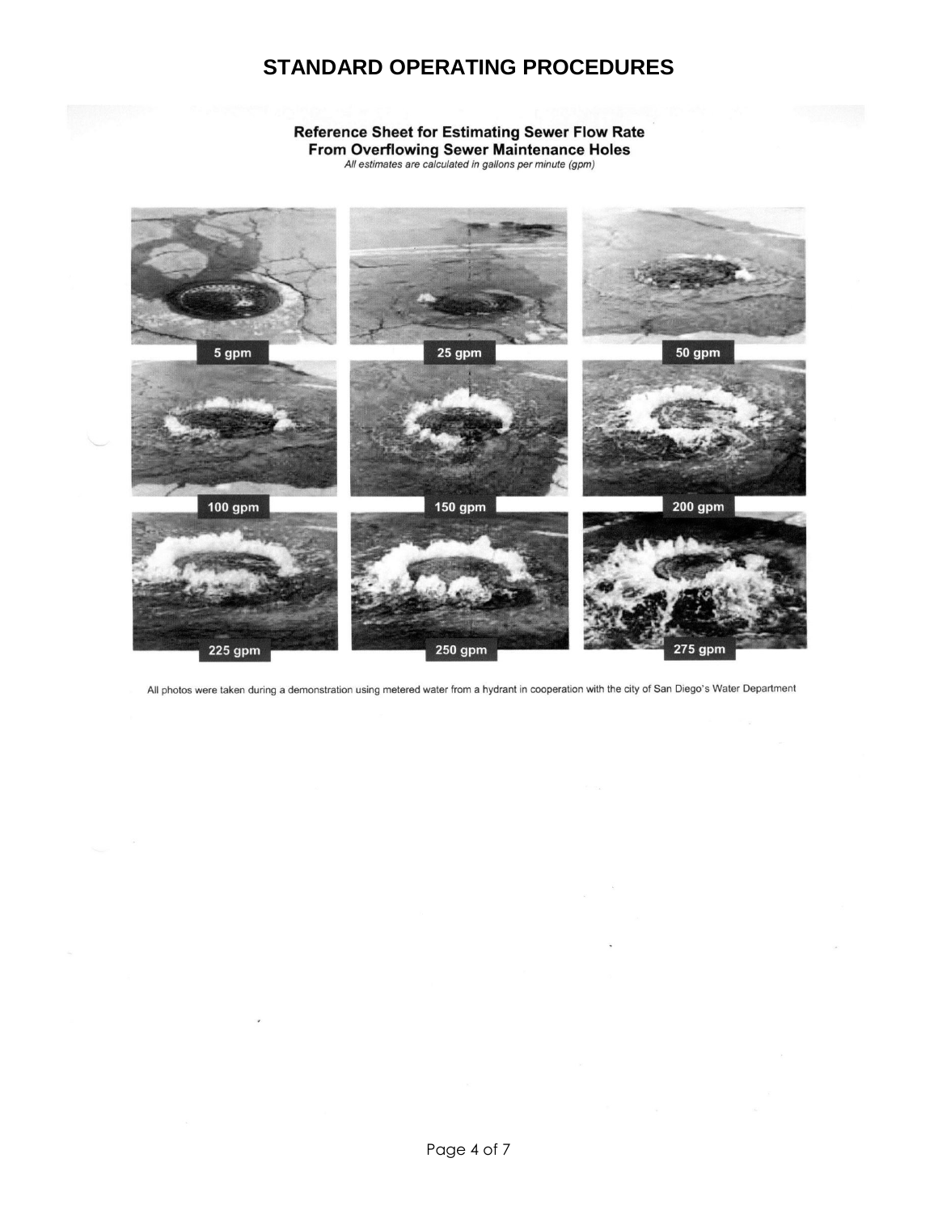# STANDARD OPERATING PROCEDURES

**Reference Sheet for Estimating Sewer Flow Rate From Overflowing Sewer Maintenance Holes**

*All estimates are calculated in gallons per minute (gpm)*

5 gpm

25 gpm

50 gpm

100 gpm

150 gpm

200 gpm

225 gpm

250 gpm

275 gpm

All photos were taken during a demonstration using metered water from a hydrant in cooperation with the city of San Diego's Water Department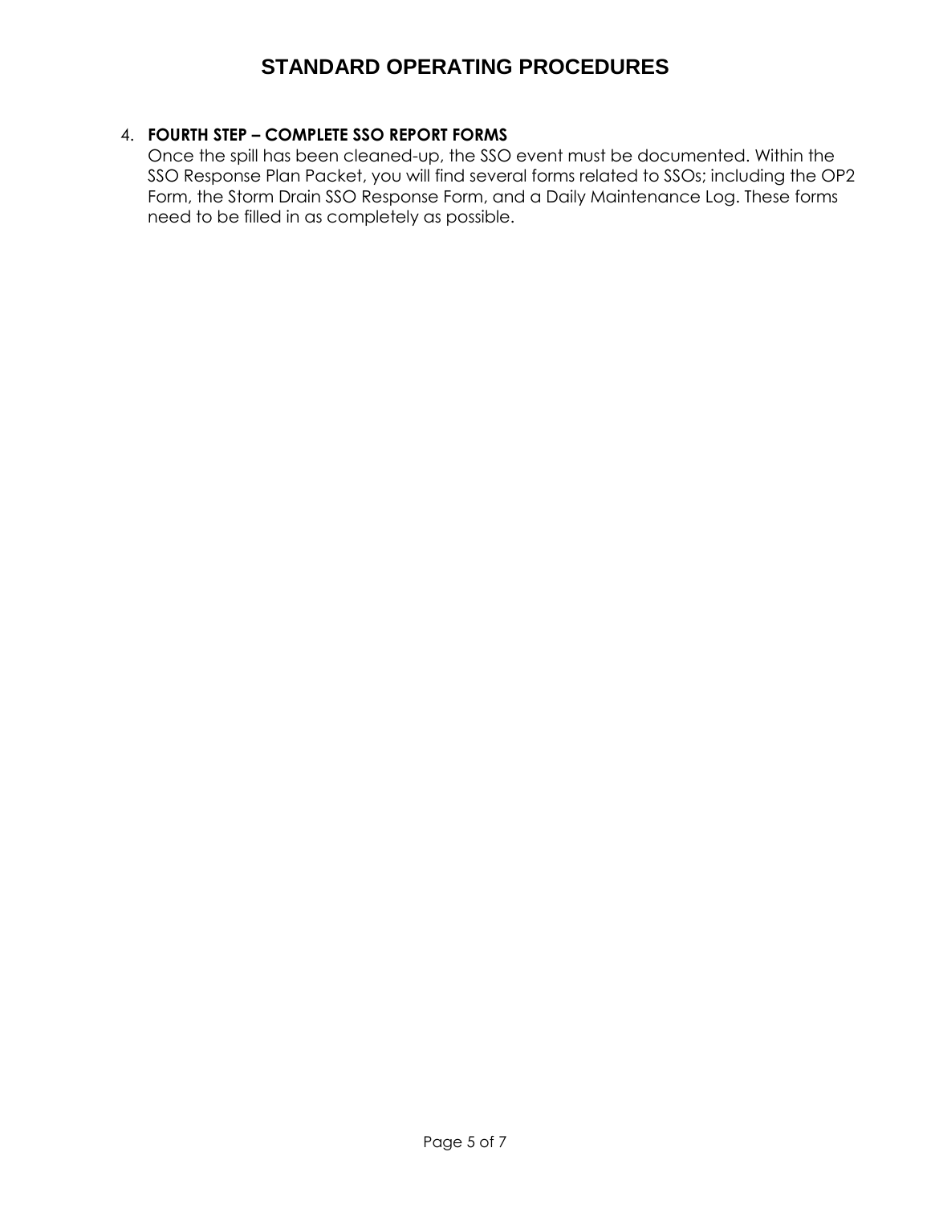4. **FOURTH STEP – COMPLETE SSO REPORT FORMS**
   Once the spill has been cleaned-up, the SSO event must be documented. Within the SSO Response Plan Packet, you will find several forms related to SSOs; including the OP2 Form, the Storm Drain SSO Response Form, and a Daily Maintenance Log. These forms need to be filled in as completely as possible.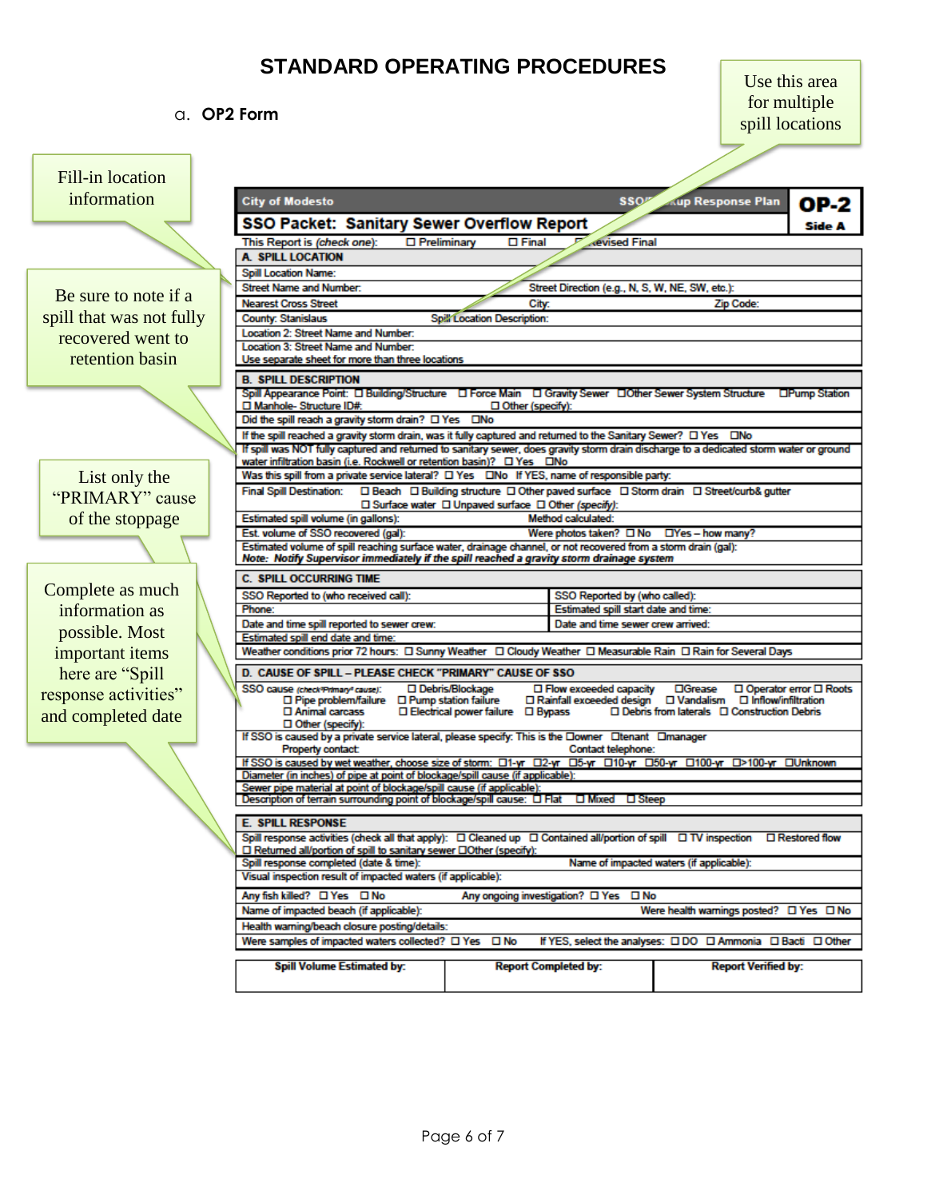# STANDARD OPERATING PROCEDURES

a. **OP2 Form**

> Use this area for multiple spill locations

> Fill-in location information

> Be sure to note if a spill that was not fully recovered went to retention basin

> List only the "PRIMARY" cause of the stoppage

> Complete as much information as possible. Most important items here are "Spill response activities" and completed date

**City of Modesto** — **SSO/Backup Response Plan** — **OP-2 Side A**

## SSO Packet: Sanitary Sewer Overflow Report

This Report is (*check one*): ☐ Preliminary ☐ Final ☐ Revised Final

### A. SPILL LOCATION

Spill Location Name:

Street Name and Number: | Street Direction (e.g., N, S, W, NE, SW, etc.):

Nearest Cross Street | City: | Zip Code:

County: Stanislaus | Spill Location Description:

Location 2: Street Name and Number:

Location 3: Street Name and Number:

Use separate sheet for more than three locations

### B. SPILL DESCRIPTION

Spill Appearance Point: ☐ Building/Structure ☐ Force Main ☐ Gravity Sewer ☐ Other Sewer System Structure ☐ Pump Station ☐ Manhole- Structure ID#: ☐ Other (specify):

Did the spill reach a gravity storm drain? ☐ Yes ☐ No

If the spill reached a gravity storm drain, was it fully captured and returned to the Sanitary Sewer? ☐ Yes ☐ No

If spill was NOT fully captured and returned to sanitary sewer, does gravity storm drain discharge to a dedicated storm water or ground water infiltration basin (i.e. Rockwell or retention basin)? ☐ Yes ☐ No

Was this spill from a private service lateral? ☐ Yes ☐ No If YES, name of responsible party:

Final Spill Destination: ☐ Beach ☐ Building structure ☐ Other paved surface ☐ Storm drain ☐ Street/curb& gutter ☐ Surface water ☐ Unpaved surface ☐ Other (*specify*):

Estimated spill volume (in gallons): | Method calculated:

Est. volume of SSO recovered (gal): | Were photos taken? ☐ No ☐ Yes – how many?

Estimated volume of spill reaching surface water, drainage channel, or not recovered from a storm drain (gal):

***Note: Notify Supervisor immediately if the spill reached a gravity storm drainage system***

### C. SPILL OCCURRING TIME

SSO Reported to (who received call): | SSO Reported by (who called):

Phone: | Estimated spill start date and time:

Date and time spill reported to sewer crew: | Date and time sewer crew arrived:

Estimated spill end date and time:

Weather conditions prior 72 hours: ☐ Sunny Weather ☐ Cloudy Weather ☐ Measurable Rain ☐ Rain for Several Days

### D. CAUSE OF SPILL – PLEASE CHECK "PRIMARY" CAUSE OF SSO

SSO cause (*check"Primary" cause*): ☐ Debris/Blockage ☐ Flow exceeded capacity ☐ Grease ☐ Operator error ☐ Roots ☐ Pipe problem/failure ☐ Pump station failure ☐ Rainfall exceeded design ☐ Vandalism ☐ Inflow/infiltration ☐ Animal carcass ☐ Electrical power failure ☐ Bypass ☐ Debris from laterals ☐ Construction Debris ☐ Other (specify):

If SSO is caused by a private service lateral, please specify: This is the ☐ owner ☐ tenant ☐ manager
Property contact: | Contact telephone:

If SSO is caused by wet weather, choose size of storm: ☐ 1-yr ☐ 2-yr ☐ 5-yr ☐ 10-yr ☐ 50-yr ☐ 100-yr ☐ >100-yr ☐ Unknown

Diameter (in inches) of pipe at point of blockage/spill cause (if applicable):

Sewer pipe material at point of blockage/spill cause (if applicable):

Description of terrain surrounding point of blockage/spill cause: ☐ Flat ☐ Mixed ☐ Steep

### E. SPILL RESPONSE

Spill response activities (check all that apply): ☐ Cleaned up ☐ Contained all/portion of spill ☐ TV inspection ☐ Restored flow ☐ Returned all/portion of spill to sanitary sewer ☐ Other (specify):

Spill response completed (date & time): | Name of impacted waters (if applicable):

Visual inspection result of impacted waters (if applicable):

Any fish killed? ☐ Yes ☐ No | Any ongoing investigation? ☐ Yes ☐ No

Name of impacted beach (if applicable): | Were health warnings posted? ☐ Yes ☐ No

Health warning/beach closure posting/details:

Were samples of impacted waters collected? ☐ Yes ☐ No | If YES, select the analyses: ☐ DO ☐ Ammonia ☐ Bacti ☐ Other

| Spill Volume Estimated by: | Report Completed by: | Report Verified by: |
|---|---|---|
| | | |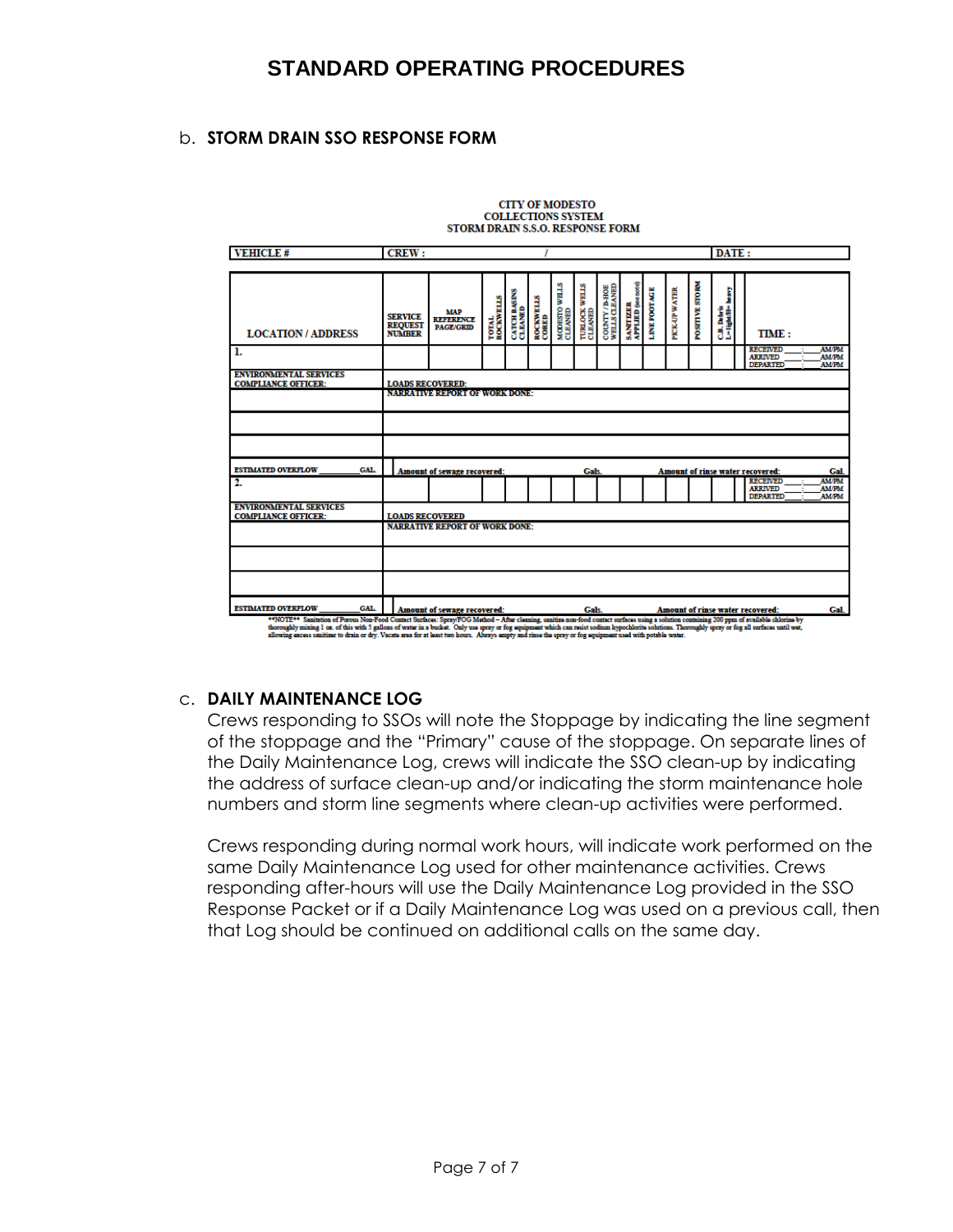# STANDARD OPERATING PROCEDURES

b. **STORM DRAIN SSO RESPONSE FORM**

**CITY OF MODESTO**
**COLLECTIONS SYSTEM**
**STORM DRAIN S.S.O. RESPONSE FORM**

| VEHICLE # | CREW: / | | | | | | | | | | | | | | DATE: |
|---|---|---|---|---|---|---|---|---|---|---|---|---|---|---|---|
| LOCATION / ADDRESS | SERVICE REQUEST NUMBER | MAP REFERENCE PAGE/GRID | TOTAL ROCKWELLS | CATCH BASINS CLEANED | ROCKWELLS CORED | MODESTO WELLS CLEANED | TURLOCK WELLS CLEANED | COUNTY / B-HOE WELLS CLEANED | SANITIZER APPLIED (see note) | LINE FOOTAGE | PICK-UP WATER | POSITIVE STORM | C.B. Debris L=light/H= heavy | | TIME: |
| 1. | | | | | | | | | | | | | | | RECEIVED ___:___ AM/PM ARRIVED ___:___ AM/PM DEPARTED ___:___ AM/PM |
| ENVIRONMENTAL SERVICES COMPLIANCE OFFICER: | LOADS RECOVERED: | | | | | | | | | | | | | | |
| | NARRATIVE REPORT OF WORK DONE: | | | | | | | | | | | | | | |
| | | | | | | | | | | | | | | | |
| | | | | | | | | | | | | | | | |
| ESTIMATED OVERFLOW ________ GAL. | Amount of sewage recovered: ________ Gals. | | | | | | | | Amount of rinse water recovered: ________ Gal. | | | | | | |
| 2. | | | | | | | | | | | | | | | RECEIVED ___:___ AM/PM ARRIVED ___:___ AM/PM DEPARTED ___:___ AM/PM |
| ENVIRONMENTAL SERVICES COMPLIANCE OFFICER: | LOADS RECOVERED | | | | | | | | | | | | | | |
| | NARRATIVE REPORT OF WORK DONE: | | | | | | | | | | | | | | |
| | | | | | | | | | | | | | | | |
| | | | | | | | | | | | | | | | |
| ESTIMATED OVERFLOW ________ GAL. | Amount of sewage recovered: ________ Gals. | | | | | | | | Amount of rinse water recovered: ________ Gal. | | | | | | |

**NOTE** Sanitation of Porous Non-Food Contact Surfaces: Spray/FOG Method – After cleaning, sanitize non-food contact surfaces using a solution containing 200 ppm of available chlorine by thoroughly mixing 1 oz. of this with 5 gallons of water in a bucket. Only use spray or fog equipment which can resist sodium hypochlorite solutions. Thoroughly spray or fog all surfaces until wet, allowing excess sanitizer to drain or dry. Vacate area for at least two hours. Always empty and rinse the spray or fog equipment used with potable water.

c. **DAILY MAINTENANCE LOG**

Crews responding to SSOs will note the Stoppage by indicating the line segment of the stoppage and the "Primary" cause of the stoppage. On separate lines of the Daily Maintenance Log, crews will indicate the SSO clean-up by indicating the address of surface clean-up and/or indicating the storm maintenance hole numbers and storm line segments where clean-up activities were performed.

Crews responding during normal work hours, will indicate work performed on the same Daily Maintenance Log used for other maintenance activities. Crews responding after-hours will use the Daily Maintenance Log provided in the SSO Response Packet or if a Daily Maintenance Log was used on a previous call, then that Log should be continued on additional calls on the same day.